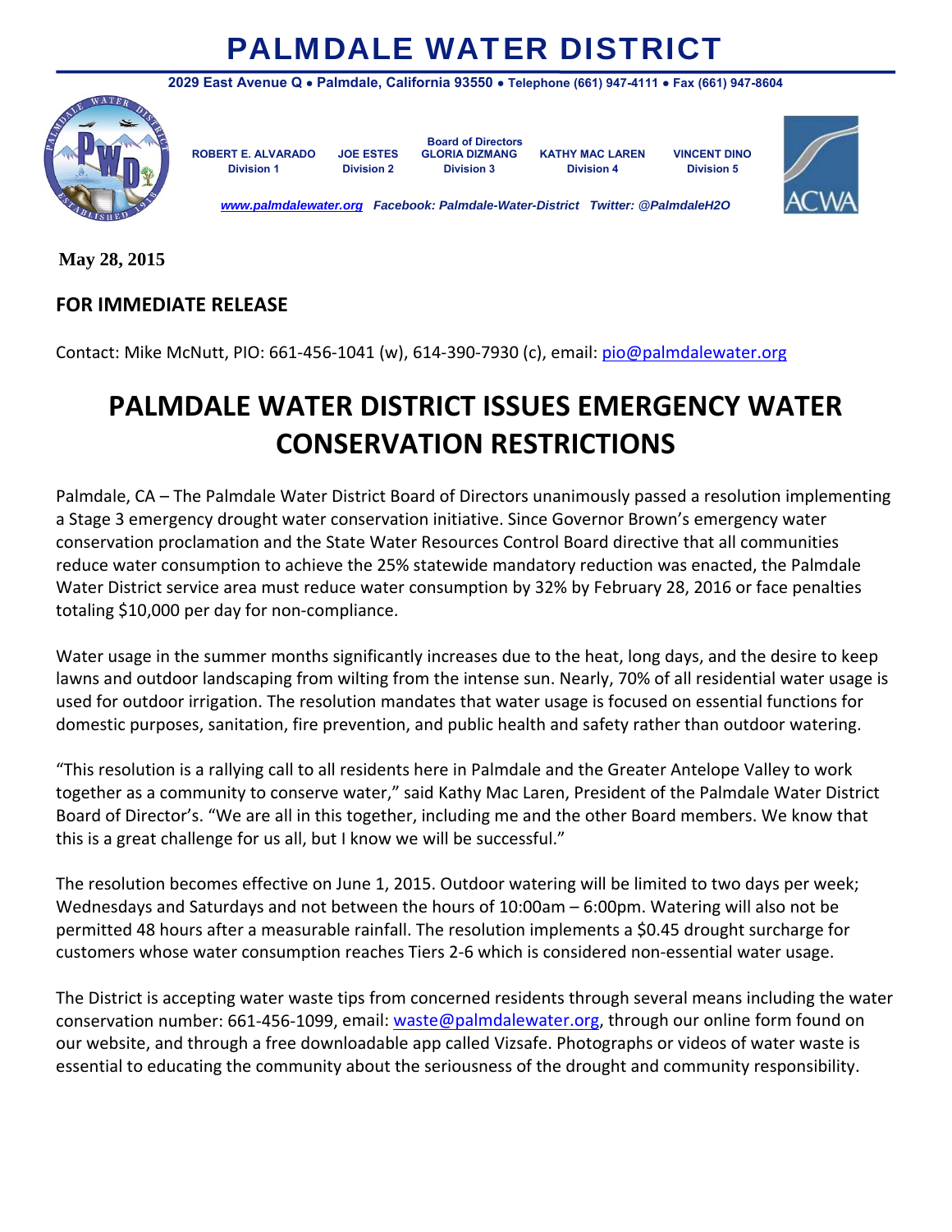# PALMDALE WATER DISTRICT

**2029 East Avenue Q • Palmdale, California 93550 • Telephone (661) 947-4111 • Fax (661) 947-8604**

**Board of Directors**

| ROBERT E. ALVARADO | JOE ESTES | GLORIA DIZMANG | KATHY MAC LAREN | VINCENT DINO |
|---|---|---|---|---|
| Division 1 | Division 2 | Division 3 | Division 4 | Division 5 |

*www.palmdalewater.org Facebook: Palmdale-Water-District Twitter: @PalmdaleH2O*

**May 28, 2015**

**FOR IMMEDIATE RELEASE**

Contact: Mike McNutt, PIO: 661-456-1041 (w), 614-390-7930 (c), email: pio@palmdalewater.org

# PALMDALE WATER DISTRICT ISSUES EMERGENCY WATER CONSERVATION RESTRICTIONS

Palmdale, CA – The Palmdale Water District Board of Directors unanimously passed a resolution implementing a Stage 3 emergency drought water conservation initiative. Since Governor Brown's emergency water conservation proclamation and the State Water Resources Control Board directive that all communities reduce water consumption to achieve the 25% statewide mandatory reduction was enacted, the Palmdale Water District service area must reduce water consumption by 32% by February 28, 2016 or face penalties totaling $10,000 per day for non-compliance.

Water usage in the summer months significantly increases due to the heat, long days, and the desire to keep lawns and outdoor landscaping from wilting from the intense sun. Nearly, 70% of all residential water usage is used for outdoor irrigation. The resolution mandates that water usage is focused on essential functions for domestic purposes, sanitation, fire prevention, and public health and safety rather than outdoor watering.

"This resolution is a rallying call to all residents here in Palmdale and the Greater Antelope Valley to work together as a community to conserve water," said Kathy Mac Laren, President of the Palmdale Water District Board of Director's. "We are all in this together, including me and the other Board members. We know that this is a great challenge for us all, but I know we will be successful."

The resolution becomes effective on June 1, 2015. Outdoor watering will be limited to two days per week; Wednesdays and Saturdays and not between the hours of 10:00am – 6:00pm. Watering will also not be permitted 48 hours after a measurable rainfall. The resolution implements a $0.45 drought surcharge for customers whose water consumption reaches Tiers 2-6 which is considered non-essential water usage.

The District is accepting water waste tips from concerned residents through several means including the water conservation number: 661-456-1099, email: waste@palmdalewater.org, through our online form found on our website, and through a free downloadable app called Vizsafe. Photographs or videos of water waste is essential to educating the community about the seriousness of the drought and community responsibility.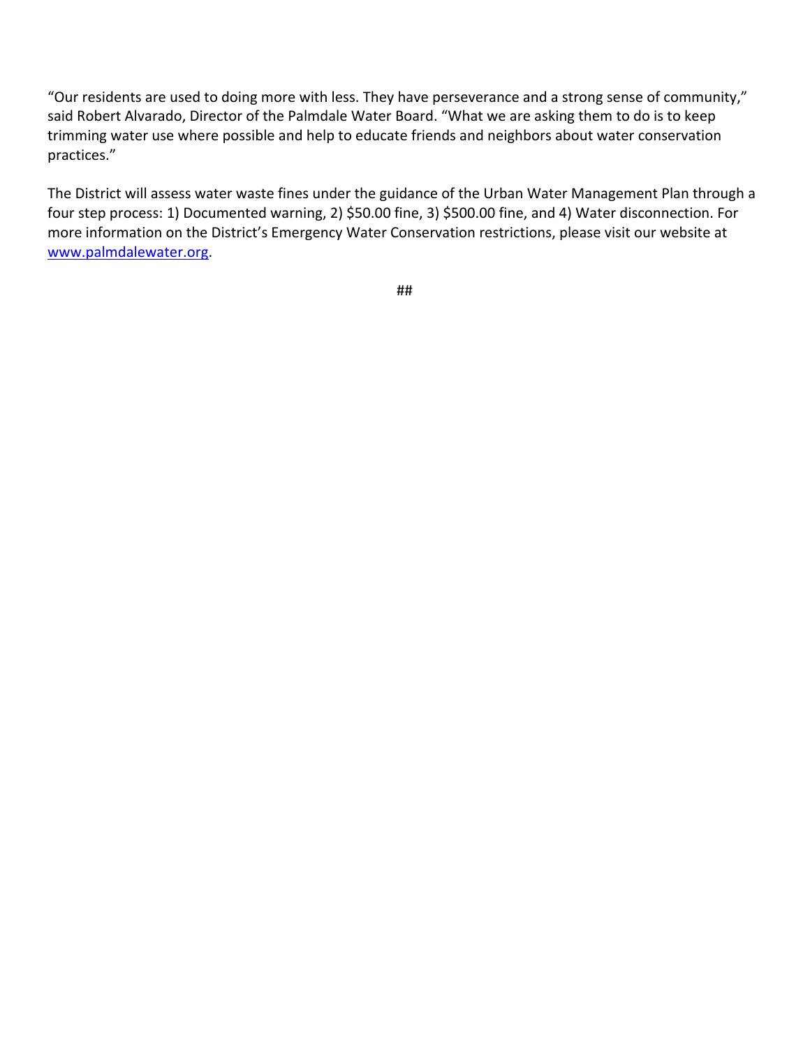"Our residents are used to doing more with less. They have perseverance and a strong sense of community," said Robert Alvarado, Director of the Palmdale Water Board. "What we are asking them to do is to keep trimming water use where possible and help to educate friends and neighbors about water conservation practices."

The District will assess water waste fines under the guidance of the Urban Water Management Plan through a four step process: 1) Documented warning, 2) $50.00 fine, 3) $500.00 fine, and 4) Water disconnection. For more information on the District's Emergency Water Conservation restrictions, please visit our website at [www.palmdalewater.org](http://www.palmdalewater.org).

##